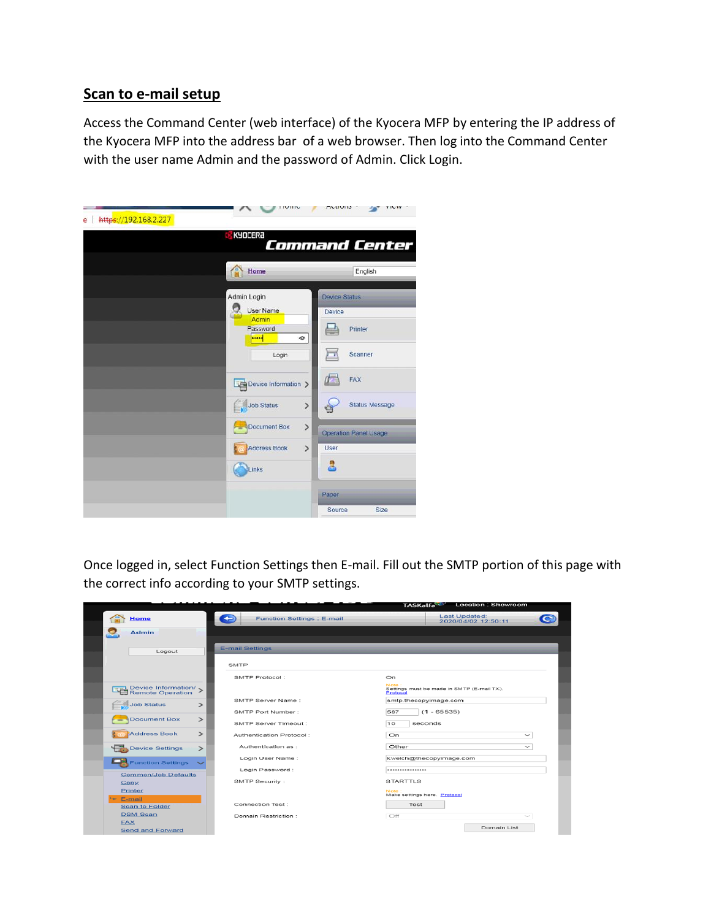## Scan to e-mail setup

Access the Command Center (web interface) of the Kyocera MFP by entering the IP address of the Kyocera MFP into the address bar of a web browser. Then log into the Command Center with the user name Admin and the password of Admin. Click Login.

Once logged in, select Function Settings then E-mail. Fill out the SMTP portion of this page with the correct info according to your SMTP settings.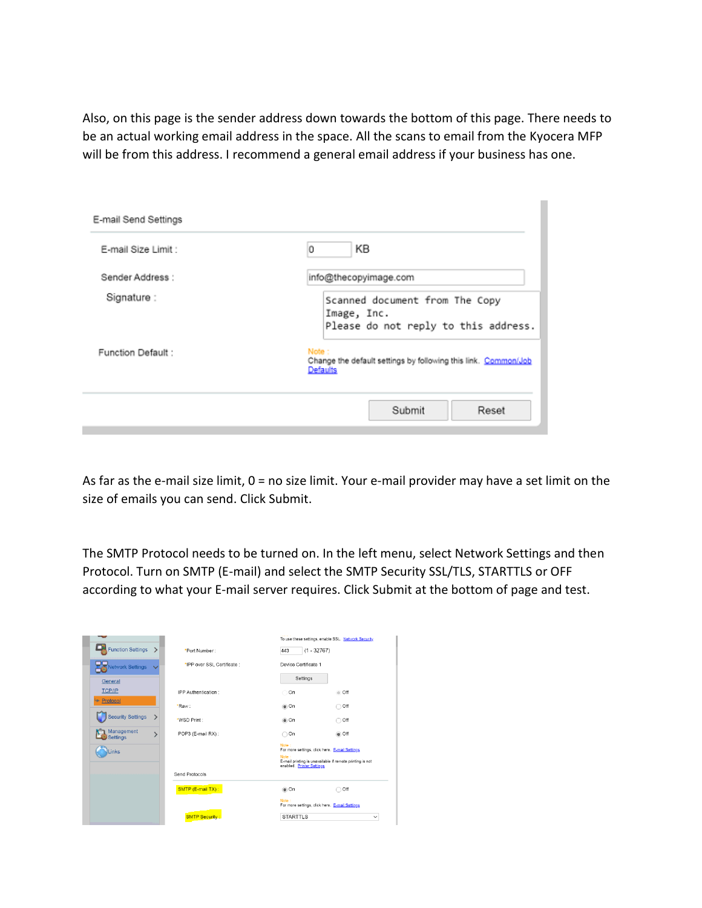Also, on this page is the sender address down towards the bottom of this page. There needs to be an actual working email address in the space. All the scans to email from the Kyocera MFP will be from this address. I recommend a general email address if your business has one.

E-mail Send Settings

E-mail Size Limit : 0 KB

Sender Address : info@thecopyimage.com

Signature : Scanned document from The Copy Image, Inc.
Please do not reply to this address.

Function Default : Note : Change the default settings by following this link. Common/Job Defaults

Submit Reset

As far as the e-mail size limit, 0 = no size limit. Your e-mail provider may have a set limit on the size of emails you can send. Click Submit.

The SMTP Protocol needs to be turned on. In the left menu, select Network Settings and then Protocol. Turn on SMTP (E-mail) and select the SMTP Security SSL/TLS, STARTTLS or OFF according to what your E-mail server requires. Click Submit at the bottom of page and test.

Function Settings
Network Settings
General
TCP/IP
Protocol
Security Settings
Management Settings
Links

To use these settings, enable SSL. Network Security

*Port Number : 443 (1 - 32767)

*IPP over SSL Certificate : Device Certificate 1

Settings

IPP Authentication : On Off

*Raw : On Off

*WSD Print : On Off

POP3 (E-mail RX) : On Off

Note : For more settings, click here. E-mail Settings

Note : E-mail printing is unavailable if remote printing is not enabled. Printer Settings

Send Protocols

SMTP (E-mail TX) : On Off

Note : For more settings, click here. E-mail Settings

SMTP Security : STARTTLS